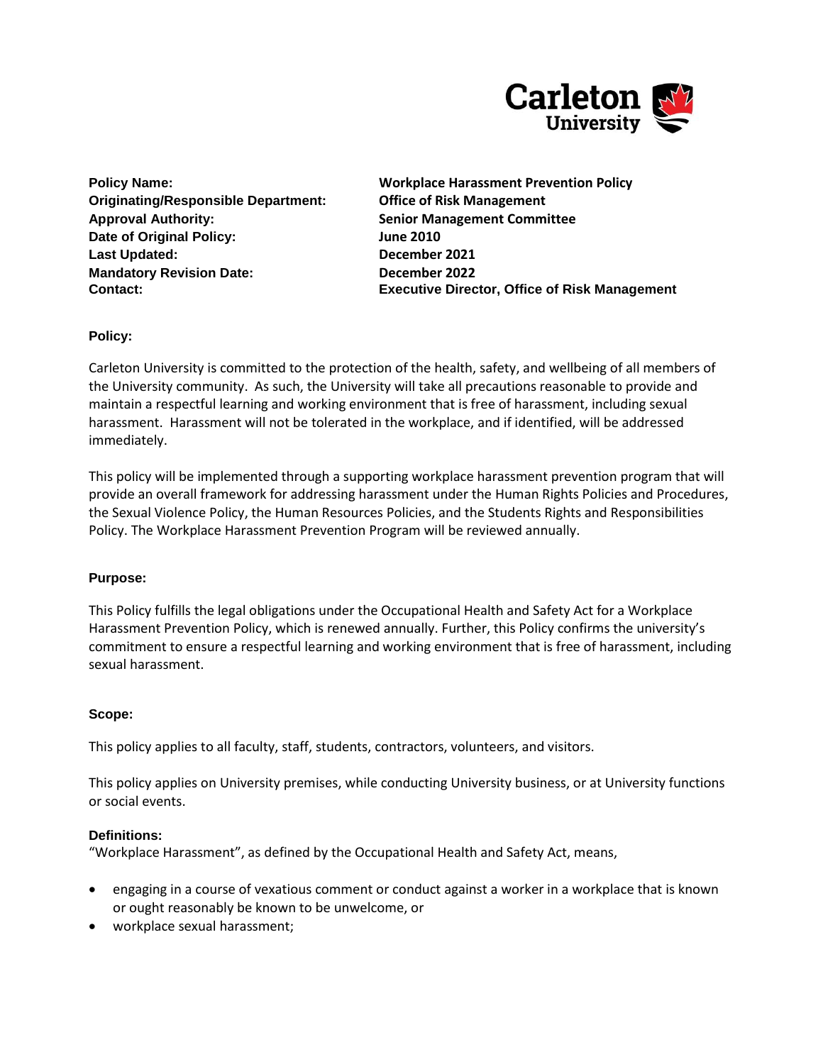Carleton University

| | |
|---|---|
| **Policy Name:** | **Workplace Harassment Prevention Policy** |
| **Originating/Responsible Department:** | **Office of Risk Management** |
| **Approval Authority:** | **Senior Management Committee** |
| **Date of Original Policy:** | **June 2010** |
| **Last Updated:** | **December 2021** |
| **Mandatory Revision Date:** | **December 2022** |
| **Contact:** | **Executive Director, Office of Risk Management** |

### Policy:

Carleton University is committed to the protection of the health, safety, and wellbeing of all members of the University community. As such, the University will take all precautions reasonable to provide and maintain a respectful learning and working environment that is free of harassment, including sexual harassment. Harassment will not be tolerated in the workplace, and if identified, will be addressed immediately.

This policy will be implemented through a supporting workplace harassment prevention program that will provide an overall framework for addressing harassment under the Human Rights Policies and Procedures, the Sexual Violence Policy, the Human Resources Policies, and the Students Rights and Responsibilities Policy. The Workplace Harassment Prevention Program will be reviewed annually.

### Purpose:

This Policy fulfills the legal obligations under the Occupational Health and Safety Act for a Workplace Harassment Prevention Policy, which is renewed annually. Further, this Policy confirms the university's commitment to ensure a respectful learning and working environment that is free of harassment, including sexual harassment.

### Scope:

This policy applies to all faculty, staff, students, contractors, volunteers, and visitors.

This policy applies on University premises, while conducting University business, or at University functions or social events.

### Definitions:

"Workplace Harassment", as defined by the Occupational Health and Safety Act, means,

- engaging in a course of vexatious comment or conduct against a worker in a workplace that is known or ought reasonably be known to be unwelcome, or
- workplace sexual harassment;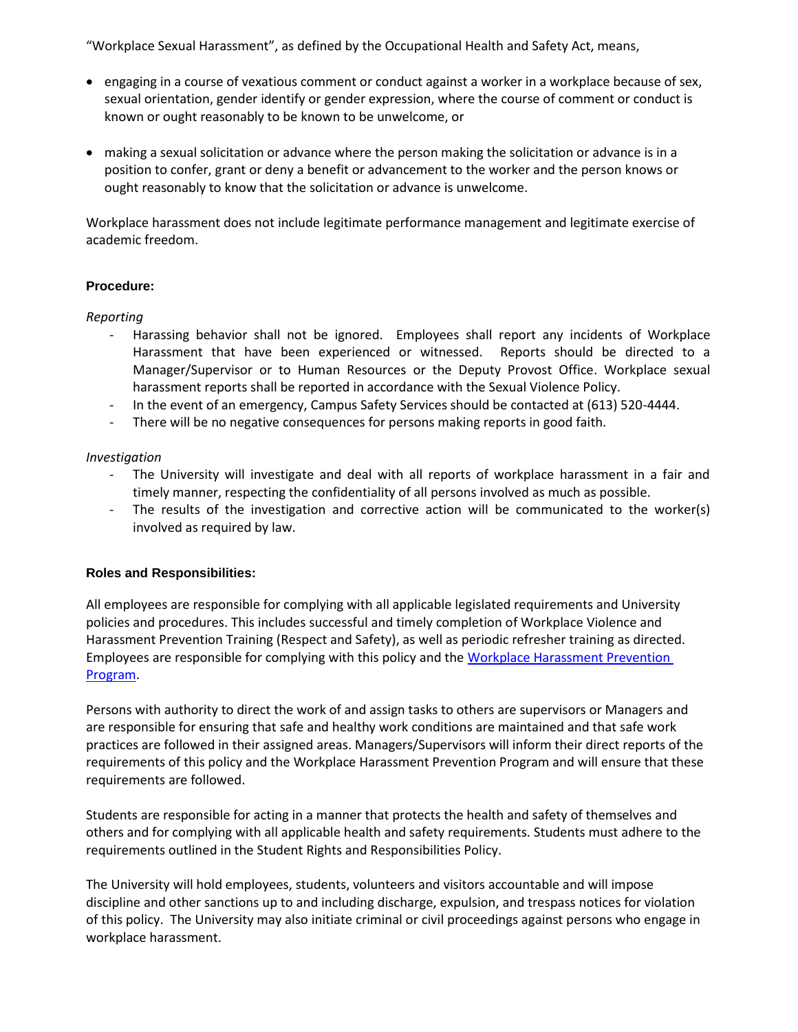"Workplace Sexual Harassment", as defined by the Occupational Health and Safety Act, means,

- engaging in a course of vexatious comment or conduct against a worker in a workplace because of sex, sexual orientation, gender identify or gender expression, where the course of comment or conduct is known or ought reasonably to be known to be unwelcome, or
- making a sexual solicitation or advance where the person making the solicitation or advance is in a position to confer, grant or deny a benefit or advancement to the worker and the person knows or ought reasonably to know that the solicitation or advance is unwelcome.

Workplace harassment does not include legitimate performance management and legitimate exercise of academic freedom.

**Procedure:**

*Reporting*

- Harassing behavior shall not be ignored. Employees shall report any incidents of Workplace Harassment that have been experienced or witnessed. Reports should be directed to a Manager/Supervisor or to Human Resources or the Deputy Provost Office. Workplace sexual harassment reports shall be reported in accordance with the Sexual Violence Policy.
- In the event of an emergency, Campus Safety Services should be contacted at (613) 520-4444.
- There will be no negative consequences for persons making reports in good faith.

*Investigation*

- The University will investigate and deal with all reports of workplace harassment in a fair and timely manner, respecting the confidentiality of all persons involved as much as possible.
- The results of the investigation and corrective action will be communicated to the worker(s) involved as required by law.

**Roles and Responsibilities:**

All employees are responsible for complying with all applicable legislated requirements and University policies and procedures. This includes successful and timely completion of Workplace Violence and Harassment Prevention Training (Respect and Safety), as well as periodic refresher training as directed. Employees are responsible for complying with this policy and the [Workplace Harassment Prevention Program](#).

Persons with authority to direct the work of and assign tasks to others are supervisors or Managers and are responsible for ensuring that safe and healthy work conditions are maintained and that safe work practices are followed in their assigned areas. Managers/Supervisors will inform their direct reports of the requirements of this policy and the Workplace Harassment Prevention Program and will ensure that these requirements are followed.

Students are responsible for acting in a manner that protects the health and safety of themselves and others and for complying with all applicable health and safety requirements. Students must adhere to the requirements outlined in the Student Rights and Responsibilities Policy.

The University will hold employees, students, volunteers and visitors accountable and will impose discipline and other sanctions up to and including discharge, expulsion, and trespass notices for violation of this policy. The University may also initiate criminal or civil proceedings against persons who engage in workplace harassment.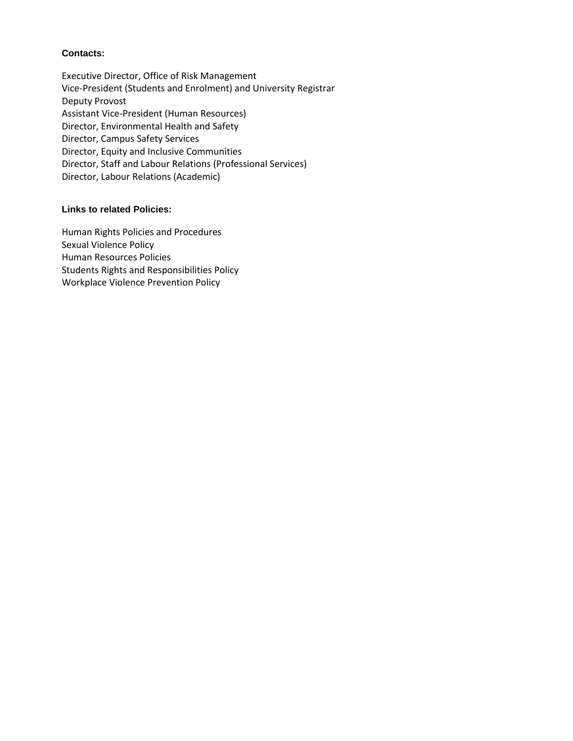**Contacts:**

Executive Director, Office of Risk Management
Vice-President (Students and Enrolment) and University Registrar
Deputy Provost
Assistant Vice-President (Human Resources)
Director, Environmental Health and Safety
Director, Campus Safety Services
Director, Equity and Inclusive Communities
Director, Staff and Labour Relations (Professional Services)
Director, Labour Relations (Academic)

**Links to related Policies:**

Human Rights Policies and Procedures
Sexual Violence Policy
Human Resources Policies
Students Rights and Responsibilities Policy
Workplace Violence Prevention Policy